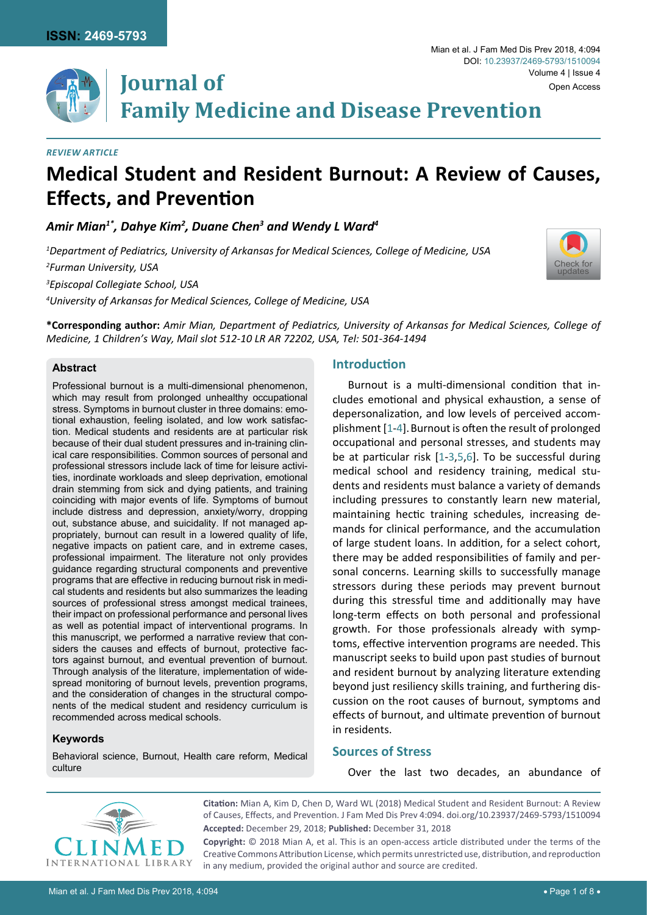REVIEW ARTICLE

# Medical Student and Resident Burnout: A Review of Causes, Effects, and Prevention

*Amir Mian[1*], Dahye Kim[2], Duane Chen[3] and Wendy L Ward[4]*

[1]Department of Pediatrics, University of Arkansas for Medical Sciences, College of Medicine, USA

[2]Furman University, USA

[3]Episcopal Collegiate School, USA

[4]University of Arkansas for Medical Sciences, College of Medicine, USA

**\*Corresponding author:** *Amir Mian, Department of Pediatrics, University of Arkansas for Medical Sciences, College of Medicine, 1 Children's Way, Mail slot 512-10 LR AR 72202, USA, Tel: 501-364-1494*

### Abstract

Professional burnout is a multi-dimensional phenomenon, which may result from prolonged unhealthy occupational stress. Symptoms in burnout cluster in three domains: emotional exhaustion, feeling isolated, and low work satisfaction. Medical students and residents are at particular risk because of their dual student pressures and in-training clinical care responsibilities. Common sources of personal and professional stressors include lack of time for leisure activities, inordinate workloads and sleep deprivation, emotional drain stemming from sick and dying patients, and training coinciding with major events of life. Symptoms of burnout include distress and depression, anxiety/worry, dropping out, substance abuse, and suicidality. If not managed appropriately, burnout can result in a lowered quality of life, negative impacts on patient care, and in extreme cases, professional impairment. The literature not only provides guidance regarding structural components and preventive programs that are effective in reducing burnout risk in medical students and residents but also summarizes the leading sources of professional stress amongst medical trainees, their impact on professional performance and personal lives as well as potential impact of interventional programs. In this manuscript, we performed a narrative review that considers the causes and effects of burnout, protective factors against burnout, and eventual prevention of burnout. Through analysis of the literature, implementation of widespread monitoring of burnout levels, prevention programs, and the consideration of changes in the structural components of the medical student and residency curriculum is recommended across medical schools.

### Keywords

Behavioral science, Burnout, Health care reform, Medical culture

## Introduction

Burnout is a multi-dimensional condition that includes emotional and physical exhaustion, a sense of depersonalization, and low levels of perceived accomplishment [1-4]. Burnout is often the result of prolonged occupational and personal stresses, and students may be at particular risk [1-3,5,6]. To be successful during medical school and residency training, medical students and residents must balance a variety of demands including pressures to constantly learn new material, maintaining hectic training schedules, increasing demands for clinical performance, and the accumulation of large student loans. In addition, for a select cohort, there may be added responsibilities of family and personal concerns. Learning skills to successfully manage stressors during these periods may prevent burnout during this stressful time and additionally may have long-term effects on both personal and professional growth. For those professionals already with symptoms, effective intervention programs are needed. This manuscript seeks to build upon past studies of burnout and resident burnout by analyzing literature extending beyond just resiliency skills training, and furthering discussion on the root causes of burnout, symptoms and effects of burnout, and ultimate prevention of burnout in residents.

## Sources of Stress

Over the last two decades, an abundance of

**Citation:** Mian A, Kim D, Chen D, Ward WL (2018) Medical Student and Resident Burnout: A Review of Causes, Effects, and Prevention. J Fam Med Dis Prev 4:094. doi.org/10.23937/2469-5793/1510094

**Accepted:** December 29, 2018; **Published:** December 31, 2018

**Copyright:** © 2018 Mian A, et al. This is an open-access article distributed under the terms of the Creative Commons Attribution License, which permits unrestricted use, distribution, and reproduction in any medium, provided the original author and source are credited.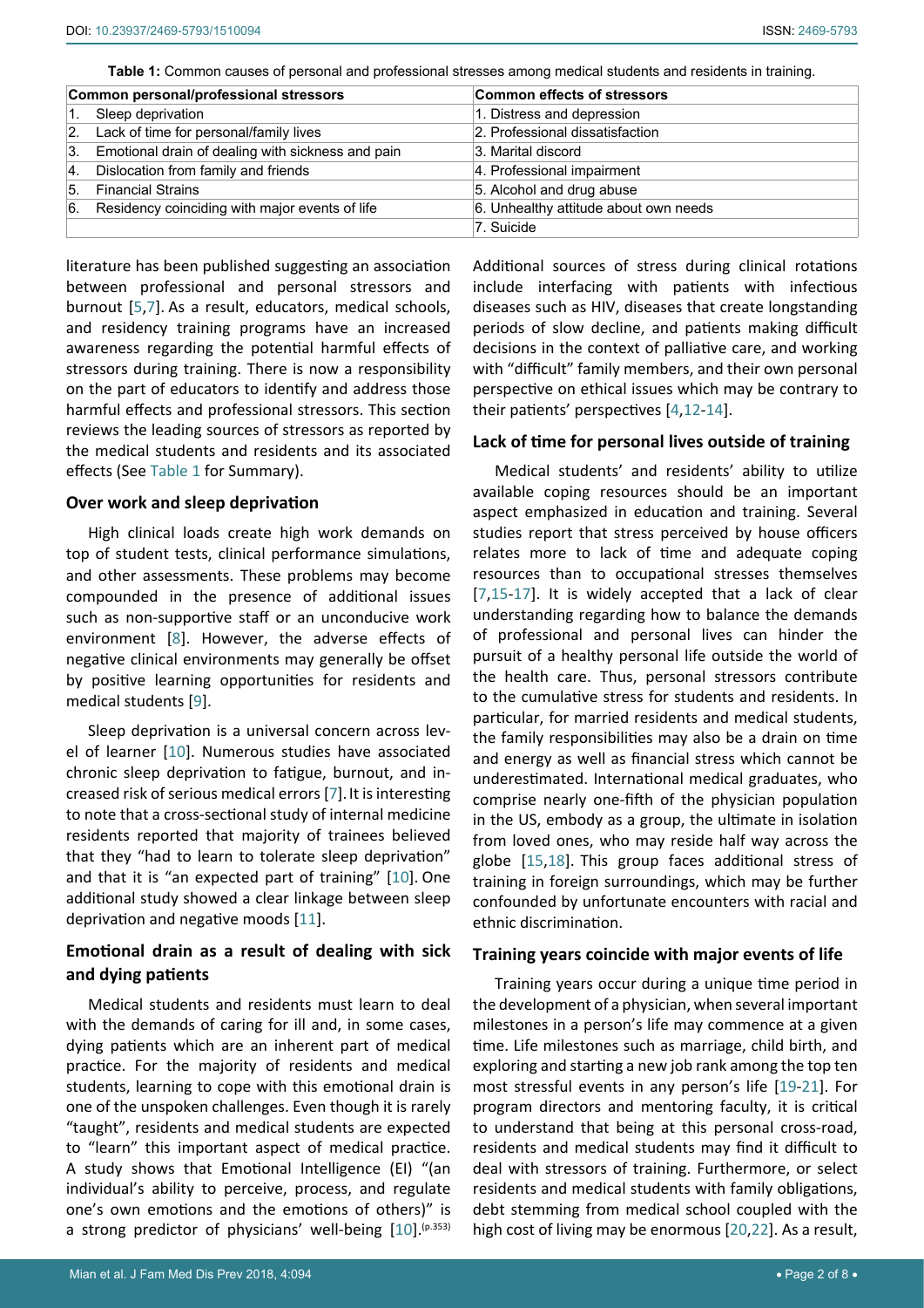**Table 1:** Common causes of personal and professional stresses among medical students and residents in training.

| Common personal/professional stressors | Common effects of stressors |
|---|---|
| 1. Sleep deprivation | 1. Distress and depression |
| 2. Lack of time for personal/family lives | 2. Professional dissatisfaction |
| 3. Emotional drain of dealing with sickness and pain | 3. Marital discord |
| 4. Dislocation from family and friends | 4. Professional impairment |
| 5. Financial Strains | 5. Alcohol and drug abuse |
| 6. Residency coinciding with major events of life | 6. Unhealthy attitude about own needs |
| | 7. Suicide |

literature has been published suggesting an association between professional and personal stressors and burnout [5,7]. As a result, educators, medical schools, and residency training programs have an increased awareness regarding the potential harmful effects of stressors during training. There is now a responsibility on the part of educators to identify and address those harmful effects and professional stressors. This section reviews the leading sources of stressors as reported by the medical students and residents and its associated effects (See Table 1 for Summary).

### Over work and sleep deprivation

High clinical loads create high work demands on top of student tests, clinical performance simulations, and other assessments. These problems may become compounded in the presence of additional issues such as non-supportive staff or an unconducive work environment [8]. However, the adverse effects of negative clinical environments may generally be offset by positive learning opportunities for residents and medical students [9].

Sleep deprivation is a universal concern across level of learner [10]. Numerous studies have associated chronic sleep deprivation to fatigue, burnout, and increased risk of serious medical errors [7]. It is interesting to note that a cross-sectional study of internal medicine residents reported that majority of trainees believed that they "had to learn to tolerate sleep deprivation" and that it is "an expected part of training" [10]. One additional study showed a clear linkage between sleep deprivation and negative moods [11].

### Emotional drain as a result of dealing with sick and dying patients

Medical students and residents must learn to deal with the demands of caring for ill and, in some cases, dying patients which are an inherent part of medical practice. For the majority of residents and medical students, learning to cope with this emotional drain is one of the unspoken challenges. Even though it is rarely "taught", residents and medical students are expected to "learn" this important aspect of medical practice. A study shows that Emotional Intelligence (EI) "(an individual's ability to perceive, process, and regulate one's own emotions and the emotions of others)" is a strong predictor of physicians' well-being [10].(p.353) Additional sources of stress during clinical rotations include interfacing with patients with infectious diseases such as HIV, diseases that create longstanding periods of slow decline, and patients making difficult decisions in the context of palliative care, and working with "difficult" family members, and their own personal perspective on ethical issues which may be contrary to their patients' perspectives [4,12-14].

### Lack of time for personal lives outside of training

Medical students' and residents' ability to utilize available coping resources should be an important aspect emphasized in education and training. Several studies report that stress perceived by house officers relates more to lack of time and adequate coping resources than to occupational stresses themselves [7,15-17]. It is widely accepted that a lack of clear understanding regarding how to balance the demands of professional and personal lives can hinder the pursuit of a healthy personal life outside the world of the health care. Thus, personal stressors contribute to the cumulative stress for students and residents. In particular, for married residents and medical students, the family responsibilities may also be a drain on time and energy as well as financial stress which cannot be underestimated. International medical graduates, who comprise nearly one-fifth of the physician population in the US, embody as a group, the ultimate in isolation from loved ones, who may reside half way across the globe [15,18]. This group faces additional stress of training in foreign surroundings, which may be further confounded by unfortunate encounters with racial and ethnic discrimination.

### Training years coincide with major events of life

Training years occur during a unique time period in the development of a physician, when several important milestones in a person's life may commence at a given time. Life milestones such as marriage, child birth, and exploring and starting a new job rank among the top ten most stressful events in any person's life [19-21]. For program directors and mentoring faculty, it is critical to understand that being at this personal cross-road, residents and medical students may find it difficult to deal with stressors of training. Furthermore, or select residents and medical students with family obligations, debt stemming from medical school coupled with the high cost of living may be enormous [20,22]. As a result,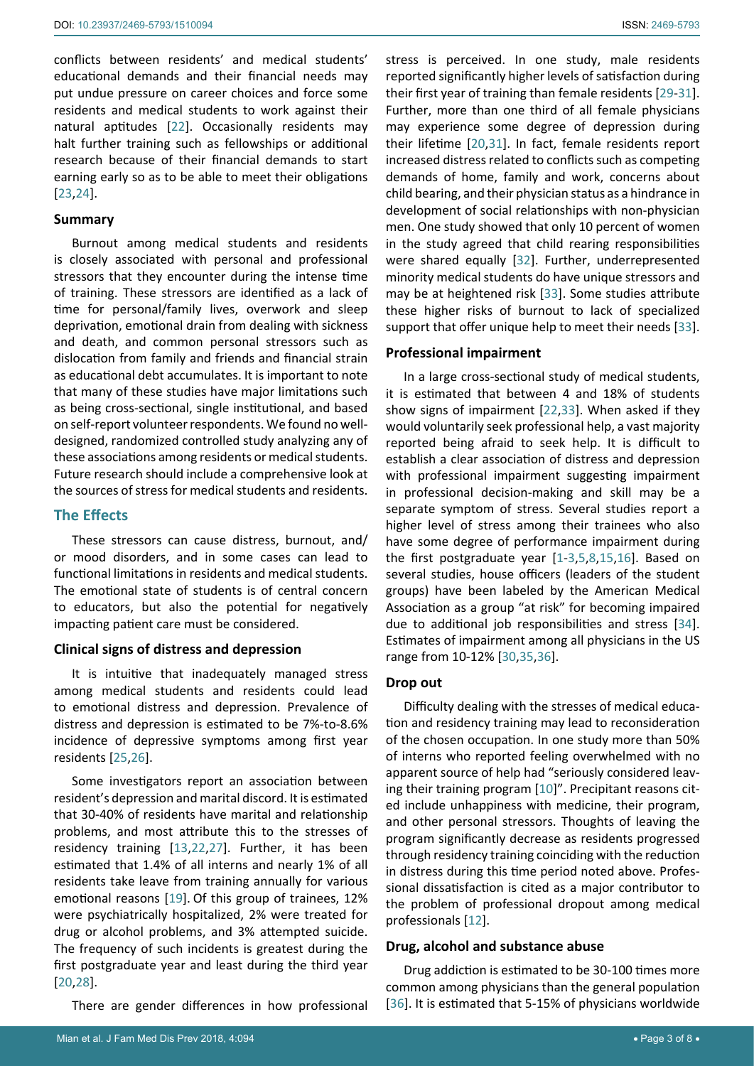conflicts between residents' and medical students' educational demands and their financial needs may put undue pressure on career choices and force some residents and medical students to work against their natural aptitudes [22]. Occasionally residents may halt further training such as fellowships or additional research because of their financial demands to start earning early so as to be able to meet their obligations [23,24].

### Summary

Burnout among medical students and residents is closely associated with personal and professional stressors that they encounter during the intense time of training. These stressors are identified as a lack of time for personal/family lives, overwork and sleep deprivation, emotional drain from dealing with sickness and death, and common personal stressors such as dislocation from family and friends and financial strain as educational debt accumulates. It is important to note that many of these studies have major limitations such as being cross-sectional, single institutional, and based on self-report volunteer respondents. We found no well-designed, randomized controlled study analyzing any of these associations among residents or medical students. Future research should include a comprehensive look at the sources of stress for medical students and residents.

## The Effects

These stressors can cause distress, burnout, and/or mood disorders, and in some cases can lead to functional limitations in residents and medical students. The emotional state of students is of central concern to educators, but also the potential for negatively impacting patient care must be considered.

### Clinical signs of distress and depression

It is intuitive that inadequately managed stress among medical students and residents could lead to emotional distress and depression. Prevalence of distress and depression is estimated to be 7%-to-8.6% incidence of depressive symptoms among first year residents [25,26].

Some investigators report an association between resident's depression and marital discord. It is estimated that 30-40% of residents have marital and relationship problems, and most attribute this to the stresses of residency training [13,22,27]. Further, it has been estimated that 1.4% of all interns and nearly 1% of all residents take leave from training annually for various emotional reasons [19]. Of this group of trainees, 12% were psychiatrically hospitalized, 2% were treated for drug or alcohol problems, and 3% attempted suicide. The frequency of such incidents is greatest during the first postgraduate year and least during the third year [20,28].

There are gender differences in how professional stress is perceived. In one study, male residents reported significantly higher levels of satisfaction during their first year of training than female residents [29-31]. Further, more than one third of all female physicians may experience some degree of depression during their lifetime [20,31]. In fact, female residents report increased distress related to conflicts such as competing demands of home, family and work, concerns about child bearing, and their physician status as a hindrance in development of social relationships with non-physician men. One study showed that only 10 percent of women in the study agreed that child rearing responsibilities were shared equally [32]. Further, underrepresented minority medical students do have unique stressors and may be at heightened risk [33]. Some studies attribute these higher risks of burnout to lack of specialized support that offer unique help to meet their needs [33].

### Professional impairment

In a large cross-sectional study of medical students, it is estimated that between 4 and 18% of students show signs of impairment [22,33]. When asked if they would voluntarily seek professional help, a vast majority reported being afraid to seek help. It is difficult to establish a clear association of distress and depression with professional impairment suggesting impairment in professional decision-making and skill may be a separate symptom of stress. Several studies report a higher level of stress among their trainees who also have some degree of performance impairment during the first postgraduate year [1-3,5,8,15,16]. Based on several studies, house officers (leaders of the student groups) have been labeled by the American Medical Association as a group "at risk" for becoming impaired due to additional job responsibilities and stress [34]. Estimates of impairment among all physicians in the US range from 10-12% [30,35,36].

### Drop out

Difficulty dealing with the stresses of medical education and residency training may lead to reconsideration of the chosen occupation. In one study more than 50% of interns who reported feeling overwhelmed with no apparent source of help had "seriously considered leaving their training program [10]". Precipitant reasons cited include unhappiness with medicine, their program, and other personal stressors. Thoughts of leaving the program significantly decrease as residents progressed through residency training coinciding with the reduction in distress during this time period noted above. Professional dissatisfaction is cited as a major contributor to the problem of professional dropout among medical professionals [12].

### Drug, alcohol and substance abuse

Drug addiction is estimated to be 30-100 times more common among physicians than the general population [36]. It is estimated that 5-15% of physicians worldwide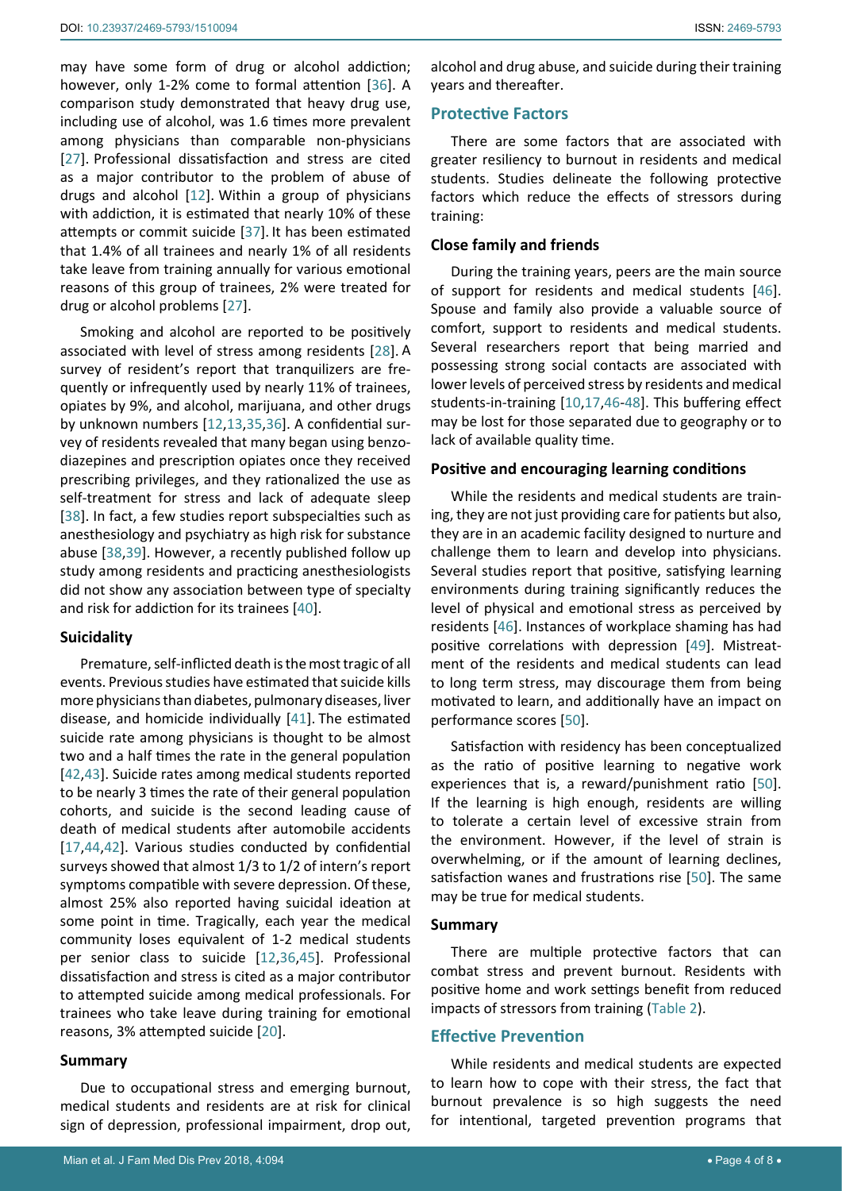may have some form of drug or alcohol addiction; however, only 1-2% come to formal attention [36]. A comparison study demonstrated that heavy drug use, including use of alcohol, was 1.6 times more prevalent among physicians than comparable non-physicians [27]. Professional dissatisfaction and stress are cited as a major contributor to the problem of abuse of drugs and alcohol [12]. Within a group of physicians with addiction, it is estimated that nearly 10% of these attempts or commit suicide [37]. It has been estimated that 1.4% of all trainees and nearly 1% of all residents take leave from training annually for various emotional reasons of this group of trainees, 2% were treated for drug or alcohol problems [27].

Smoking and alcohol are reported to be positively associated with level of stress among residents [28]. A survey of resident's report that tranquilizers are frequently or infrequently used by nearly 11% of trainees, opiates by 9%, and alcohol, marijuana, and other drugs by unknown numbers [12,13,35,36]. A confidential survey of residents revealed that many began using benzodiazepines and prescription opiates once they received prescribing privileges, and they rationalized the use as self-treatment for stress and lack of adequate sleep [38]. In fact, a few studies report subspecialties such as anesthesiology and psychiatry as high risk for substance abuse [38,39]. However, a recently published follow up study among residents and practicing anesthesiologists did not show any association between type of specialty and risk for addiction for its trainees [40].

### Suicidality

Premature, self-inflicted death is the most tragic of all events. Previous studies have estimated that suicide kills more physicians than diabetes, pulmonary diseases, liver disease, and homicide individually [41]. The estimated suicide rate among physicians is thought to be almost two and a half times the rate in the general population [42,43]. Suicide rates among medical students reported to be nearly 3 times the rate of their general population cohorts, and suicide is the second leading cause of death of medical students after automobile accidents [17,44,42]. Various studies conducted by confidential surveys showed that almost 1/3 to 1/2 of intern's report symptoms compatible with severe depression. Of these, almost 25% also reported having suicidal ideation at some point in time. Tragically, each year the medical community loses equivalent of 1-2 medical students per senior class to suicide [12,36,45]. Professional dissatisfaction and stress is cited as a major contributor to attempted suicide among medical professionals. For trainees who take leave during training for emotional reasons, 3% attempted suicide [20].

### Summary

Due to occupational stress and emerging burnout, medical students and residents are at risk for clinical sign of depression, professional impairment, drop out, alcohol and drug abuse, and suicide during their training years and thereafter.

## Protective Factors

There are some factors that are associated with greater resiliency to burnout in residents and medical students. Studies delineate the following protective factors which reduce the effects of stressors during training:

### Close family and friends

During the training years, peers are the main source of support for residents and medical students [46]. Spouse and family also provide a valuable source of comfort, support to residents and medical students. Several researchers report that being married and possessing strong social contacts are associated with lower levels of perceived stress by residents and medical students-in-training [10,17,46-48]. This buffering effect may be lost for those separated due to geography or to lack of available quality time.

### Positive and encouraging learning conditions

While the residents and medical students are training, they are not just providing care for patients but also, they are in an academic facility designed to nurture and challenge them to learn and develop into physicians. Several studies report that positive, satisfying learning environments during training significantly reduces the level of physical and emotional stress as perceived by residents [46]. Instances of workplace shaming has had positive correlations with depression [49]. Mistreatment of the residents and medical students can lead to long term stress, may discourage them from being motivated to learn, and additionally have an impact on performance scores [50].

Satisfaction with residency has been conceptualized as the ratio of positive learning to negative work experiences that is, a reward/punishment ratio [50]. If the learning is high enough, residents are willing to tolerate a certain level of excessive strain from the environment. However, if the level of strain is overwhelming, or if the amount of learning declines, satisfaction wanes and frustrations rise [50]. The same may be true for medical students.

### Summary

There are multiple protective factors that can combat stress and prevent burnout. Residents with positive home and work settings benefit from reduced impacts of stressors from training (Table 2).

## Effective Prevention

While residents and medical students are expected to learn how to cope with their stress, the fact that burnout prevalence is so high suggests the need for intentional, targeted prevention programs that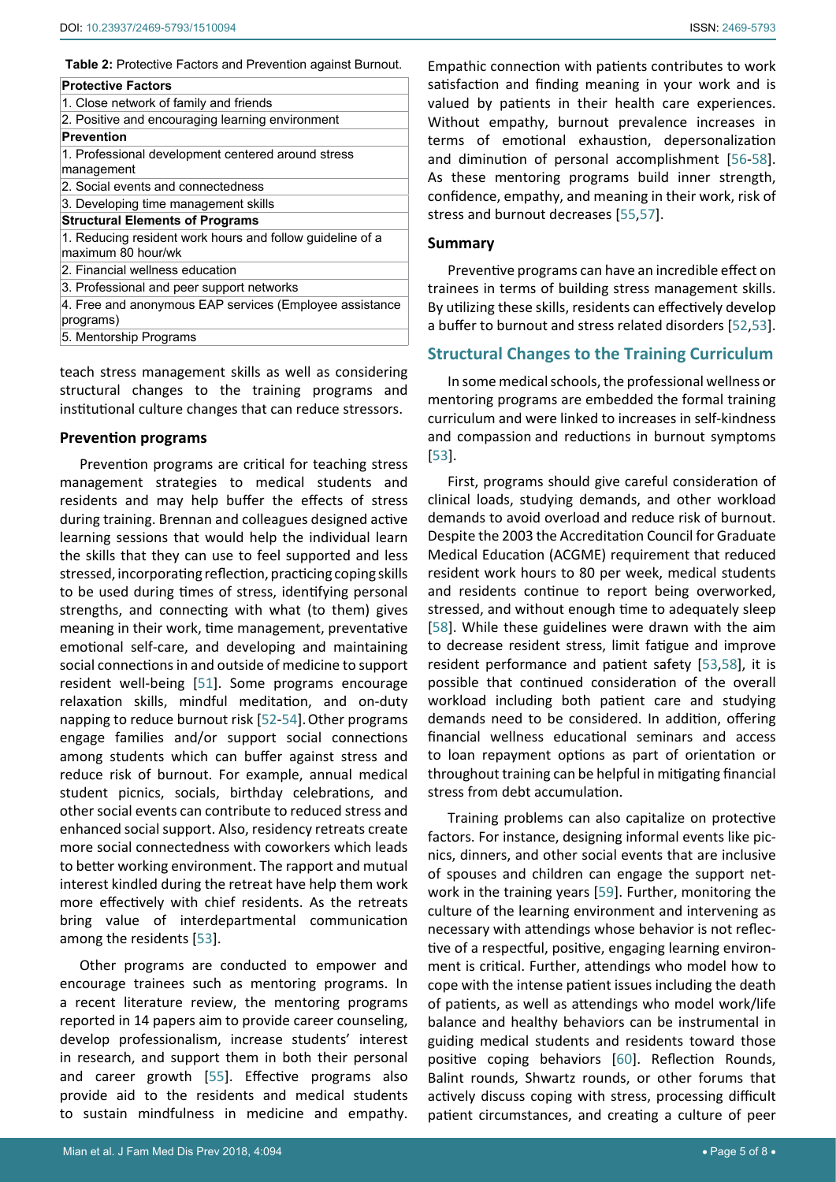**Table 2:** Protective Factors and Prevention against Burnout.

| **Protective Factors** |
|---|
| 1. Close network of family and friends |
| 2. Positive and encouraging learning environment |
| **Prevention** |
| 1. Professional development centered around stress management |
| 2. Social events and connectedness |
| 3. Developing time management skills |
| **Structural Elements of Programs** |
| 1. Reducing resident work hours and follow guideline of a maximum 80 hour/wk |
| 2. Financial wellness education |
| 3. Professional and peer support networks |
| 4. Free and anonymous EAP services (Employee assistance programs) |
| 5. Mentorship Programs |

teach stress management skills as well as considering structural changes to the training programs and institutional culture changes that can reduce stressors.

### Prevention programs

Prevention programs are critical for teaching stress management strategies to medical students and residents and may help buffer the effects of stress during training. Brennan and colleagues designed active learning sessions that would help the individual learn the skills that they can use to feel supported and less stressed, incorporating reflection, practicing coping skills to be used during times of stress, identifying personal strengths, and connecting with what (to them) gives meaning in their work, time management, preventative emotional self-care, and developing and maintaining social connections in and outside of medicine to support resident well-being [51]. Some programs encourage relaxation skills, mindful meditation, and on-duty napping to reduce burnout risk [52-54]. Other programs engage families and/or support social connections among students which can buffer against stress and reduce risk of burnout. For example, annual medical student picnics, socials, birthday celebrations, and other social events can contribute to reduced stress and enhanced social support. Also, residency retreats create more social connectedness with coworkers which leads to better working environment. The rapport and mutual interest kindled during the retreat have help them work more effectively with chief residents. As the retreats bring value of interdepartmental communication among the residents [53].

Other programs are conducted to empower and encourage trainees such as mentoring programs. In a recent literature review, the mentoring programs reported in 14 papers aim to provide career counseling, develop professionalism, increase students' interest in research, and support them in both their personal and career growth [55]. Effective programs also provide aid to the residents and medical students to sustain mindfulness in medicine and empathy. Empathic connection with patients contributes to work satisfaction and finding meaning in your work and is valued by patients in their health care experiences. Without empathy, burnout prevalence increases in terms of emotional exhaustion, depersonalization and diminution of personal accomplishment [56-58]. As these mentoring programs build inner strength, confidence, empathy, and meaning in their work, risk of stress and burnout decreases [55,57].

### Summary

Preventive programs can have an incredible effect on trainees in terms of building stress management skills. By utilizing these skills, residents can effectively develop a buffer to burnout and stress related disorders [52,53].

## Structural Changes to the Training Curriculum

In some medical schools, the professional wellness or mentoring programs are embedded the formal training curriculum and were linked to increases in self-kindness and compassion and reductions in burnout symptoms [53].

First, programs should give careful consideration of clinical loads, studying demands, and other workload demands to avoid overload and reduce risk of burnout. Despite the 2003 the Accreditation Council for Graduate Medical Education (ACGME) requirement that reduced resident work hours to 80 per week, medical students and residents continue to report being overworked, stressed, and without enough time to adequately sleep [58]. While these guidelines were drawn with the aim to decrease resident stress, limit fatigue and improve resident performance and patient safety [53,58], it is possible that continued consideration of the overall workload including both patient care and studying demands need to be considered. In addition, offering financial wellness educational seminars and access to loan repayment options as part of orientation or throughout training can be helpful in mitigating financial stress from debt accumulation.

Training problems can also capitalize on protective factors. For instance, designing informal events like picnics, dinners, and other social events that are inclusive of spouses and children can engage the support network in the training years [59]. Further, monitoring the culture of the learning environment and intervening as necessary with attendings whose behavior is not reflective of a respectful, positive, engaging learning environment is critical. Further, attendings who model how to cope with the intense patient issues including the death of patients, as well as attendings who model work/life balance and healthy behaviors can be instrumental in guiding medical students and residents toward those positive coping behaviors [60]. Reflection Rounds, Balint rounds, Shwartz rounds, or other forums that actively discuss coping with stress, processing difficult patient circumstances, and creating a culture of peer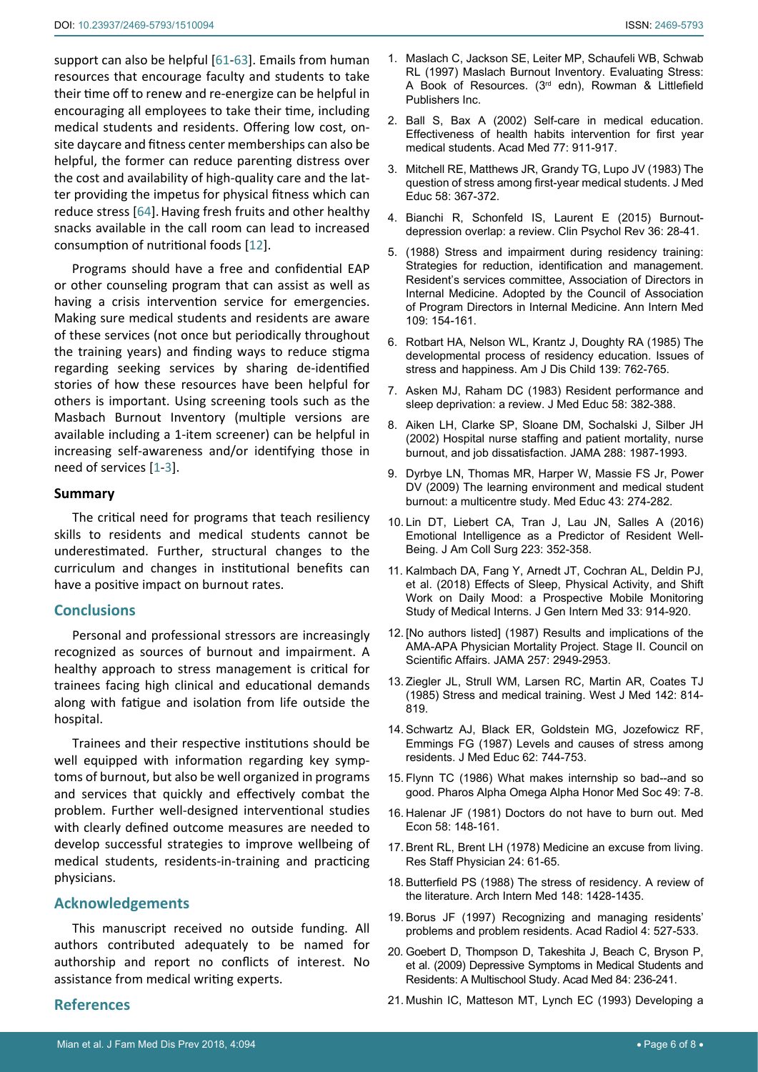support can also be helpful [61-63]. Emails from human resources that encourage faculty and students to take their time off to renew and re-energize can be helpful in encouraging all employees to take their time, including medical students and residents. Offering low cost, on-site daycare and fitness center memberships can also be helpful, the former can reduce parenting distress over the cost and availability of high-quality care and the latter providing the impetus for physical fitness which can reduce stress [64]. Having fresh fruits and other healthy snacks available in the call room can lead to increased consumption of nutritional foods [12].

Programs should have a free and confidential EAP or other counseling program that can assist as well as having a crisis intervention service for emergencies. Making sure medical students and residents are aware of these services (not once but periodically throughout the training years) and finding ways to reduce stigma regarding seeking services by sharing de-identified stories of how these resources have been helpful for others is important. Using screening tools such as the Masbach Burnout Inventory (multiple versions are available including a 1-item screener) can be helpful in increasing self-awareness and/or identifying those in need of services [1-3].

### Summary

The critical need for programs that teach resiliency skills to residents and medical students cannot be underestimated. Further, structural changes to the curriculum and changes in institutional benefits can have a positive impact on burnout rates.

## Conclusions

Personal and professional stressors are increasingly recognized as sources of burnout and impairment. A healthy approach to stress management is critical for trainees facing high clinical and educational demands along with fatigue and isolation from life outside the hospital.

Trainees and their respective institutions should be well equipped with information regarding key symptoms of burnout, but also be well organized in programs and services that quickly and effectively combat the problem. Further well-designed interventional studies with clearly defined outcome measures are needed to develop successful strategies to improve wellbeing of medical students, residents-in-training and practicing physicians.

## Acknowledgements

This manuscript received no outside funding. All authors contributed adequately to be named for authorship and report no conflicts of interest. No assistance from medical writing experts.

## References

1. Maslach C, Jackson SE, Leiter MP, Schaufeli WB, Schwab RL (1997) Maslach Burnout Inventory. Evaluating Stress: A Book of Resources. (3rd edn), Rowman & Littlefield Publishers Inc.
2. Ball S, Bax A (2002) Self-care in medical education. Effectiveness of health habits intervention for first year medical students. Acad Med 77: 911-917.
3. Mitchell RE, Matthews JR, Grandy TG, Lupo JV (1983) The question of stress among first-year medical students. J Med Educ 58: 367-372.
4. Bianchi R, Schonfeld IS, Laurent E (2015) Burnout-depression overlap: a review. Clin Psychol Rev 36: 28-41.
5. (1988) Stress and impairment during residency training: Strategies for reduction, identification and management. Resident's services committee, Association of Directors in Internal Medicine. Adopted by the Council of Association of Program Directors in Internal Medicine. Ann Intern Med 109: 154-161.
6. Rotbart HA, Nelson WL, Krantz J, Doughty RA (1985) The developmental process of residency education. Issues of stress and happiness. Am J Dis Child 139: 762-765.
7. Asken MJ, Raham DC (1983) Resident performance and sleep deprivation: a review. J Med Educ 58: 382-388.
8. Aiken LH, Clarke SP, Sloane DM, Sochalski J, Silber JH (2002) Hospital nurse staffing and patient mortality, nurse burnout, and job dissatisfaction. JAMA 288: 1987-1993.
9. Dyrbye LN, Thomas MR, Harper W, Massie FS Jr, Power DV (2009) The learning environment and medical student burnout: a multicentre study. Med Educ 43: 274-282.
10. Lin DT, Liebert CA, Tran J, Lau JN, Salles A (2016) Emotional Intelligence as a Predictor of Resident Well-Being. J Am Coll Surg 223: 352-358.
11. Kalmbach DA, Fang Y, Arnedt JT, Cochran AL, Deldin PJ, et al. (2018) Effects of Sleep, Physical Activity, and Shift Work on Daily Mood: a Prospective Mobile Monitoring Study of Medical Interns. J Gen Intern Med 33: 914-920.
12. [No authors listed] (1987) Results and implications of the AMA-APA Physician Mortality Project. Stage II. Council on Scientific Affairs. JAMA 257: 2949-2953.
13. Ziegler JL, Strull WM, Larsen RC, Martin AR, Coates TJ (1985) Stress and medical training. West J Med 142: 814-819.
14. Schwartz AJ, Black ER, Goldstein MG, Jozefowicz RF, Emmings FG (1987) Levels and causes of stress among residents. J Med Educ 62: 744-753.
15. Flynn TC (1986) What makes internship so bad--and so good. Pharos Alpha Omega Alpha Honor Med Soc 49: 7-8.
16. Halenar JF (1981) Doctors do not have to burn out. Med Econ 58: 148-161.
17. Brent RL, Brent LH (1978) Medicine an excuse from living. Res Staff Physician 24: 61-65.
18. Butterfield PS (1988) The stress of residency. A review of the literature. Arch Intern Med 148: 1428-1435.
19. Borus JF (1997) Recognizing and managing residents' problems and problem residents. Acad Radiol 4: 527-533.
20. Goebert D, Thompson D, Takeshita J, Beach C, Bryson P, et al. (2009) Depressive Symptoms in Medical Students and Residents: A Multischool Study. Acad Med 84: 236-241.
21. Mushin IC, Matteson MT, Lynch EC (1993) Developing a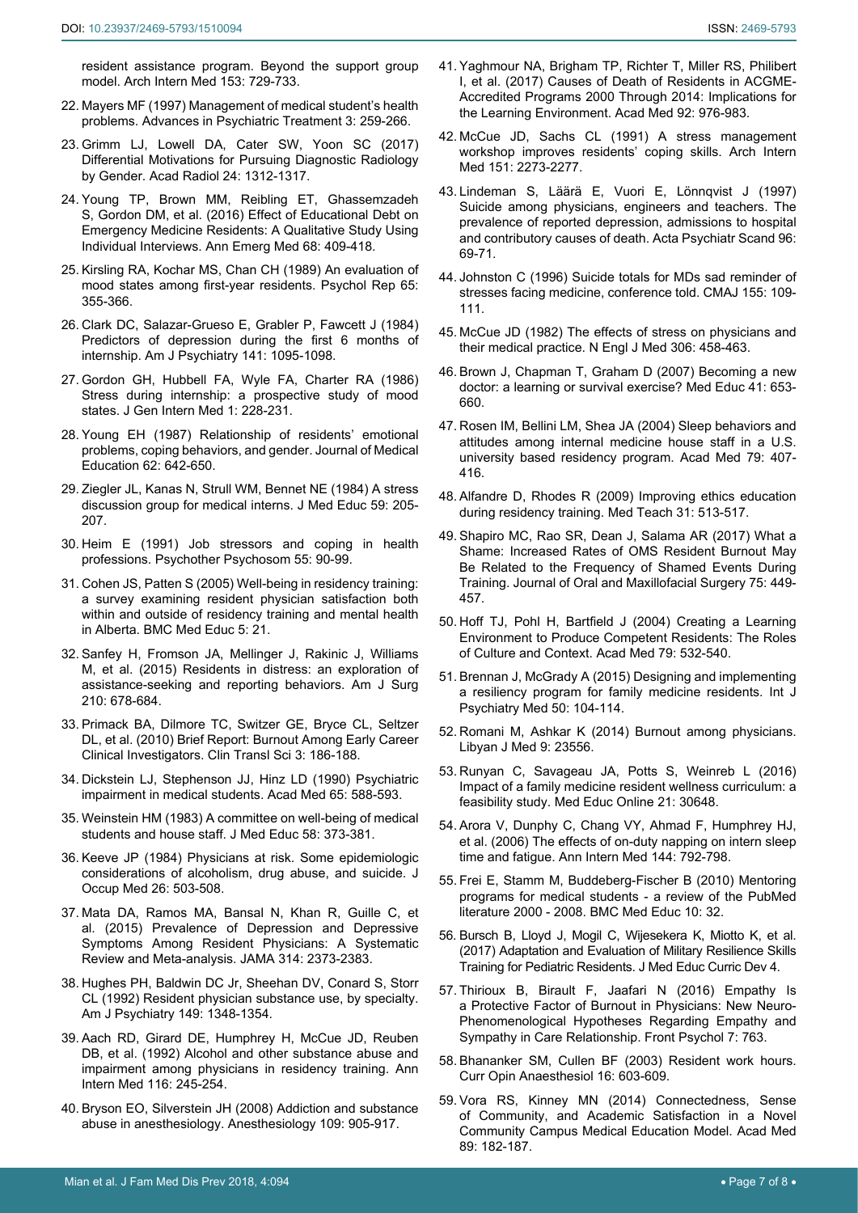resident assistance program. Beyond the support group model. Arch Intern Med 153: 729-733.

22. Mayers MF (1997) Management of medical student's health problems. Advances in Psychiatric Treatment 3: 259-266.
23. Grimm LJ, Lowell DA, Cater SW, Yoon SC (2017) Differential Motivations for Pursuing Diagnostic Radiology by Gender. Acad Radiol 24: 1312-1317.
24. Young TP, Brown MM, Reibling ET, Ghassemzadeh S, Gordon DM, et al. (2016) Effect of Educational Debt on Emergency Medicine Residents: A Qualitative Study Using Individual Interviews. Ann Emerg Med 68: 409-418.
25. Kirsling RA, Kochar MS, Chan CH (1989) An evaluation of mood states among first-year residents. Psychol Rep 65: 355-366.
26. Clark DC, Salazar-Grueso E, Grabler P, Fawcett J (1984) Predictors of depression during the first 6 months of internship. Am J Psychiatry 141: 1095-1098.
27. Gordon GH, Hubbell FA, Wyle FA, Charter RA (1986) Stress during internship: a prospective study of mood states. J Gen Intern Med 1: 228-231.
28. Young EH (1987) Relationship of residents' emotional problems, coping behaviors, and gender. Journal of Medical Education 62: 642-650.
29. Ziegler JL, Kanas N, Strull WM, Bennet NE (1984) A stress discussion group for medical interns. J Med Educ 59: 205-207.
30. Heim E (1991) Job stressors and coping in health professions. Psychother Psychosom 55: 90-99.
31. Cohen JS, Patten S (2005) Well-being in residency training: a survey examining resident physician satisfaction both within and outside of residency training and mental health in Alberta. BMC Med Educ 5: 21.
32. Sanfey H, Fromson JA, Mellinger J, Rakinic J, Williams M, et al. (2015) Residents in distress: an exploration of assistance-seeking and reporting behaviors. Am J Surg 210: 678-684.
33. Primack BA, Dilmore TC, Switzer GE, Bryce CL, Seltzer DL, et al. (2010) Brief Report: Burnout Among Early Career Clinical Investigators. Clin Transl Sci 3: 186-188.
34. Dickstein LJ, Stephenson JJ, Hinz LD (1990) Psychiatric impairment in medical students. Acad Med 65: 588-593.
35. Weinstein HM (1983) A committee on well-being of medical students and house staff. J Med Educ 58: 373-381.
36. Keeve JP (1984) Physicians at risk. Some epidemiologic considerations of alcoholism, drug abuse, and suicide. J Occup Med 26: 503-508.
37. Mata DA, Ramos MA, Bansal N, Khan R, Guille C, et al. (2015) Prevalence of Depression and Depressive Symptoms Among Resident Physicians: A Systematic Review and Meta-analysis. JAMA 314: 2373-2383.
38. Hughes PH, Baldwin DC Jr, Sheehan DV, Conard S, Storr CL (1992) Resident physician substance use, by specialty. Am J Psychiatry 149: 1348-1354.
39. Aach RD, Girard DE, Humphrey H, McCue JD, Reuben DB, et al. (1992) Alcohol and other substance abuse and impairment among physicians in residency training. Ann Intern Med 116: 245-254.
40. Bryson EO, Silverstein JH (2008) Addiction and substance abuse in anesthesiology. Anesthesiology 109: 905-917.
41. Yaghmour NA, Brigham TP, Richter T, Miller RS, Philibert I, et al. (2017) Causes of Death of Residents in ACGME-Accredited Programs 2000 Through 2014: Implications for the Learning Environment. Acad Med 92: 976-983.
42. McCue JD, Sachs CL (1991) A stress management workshop improves residents' coping skills. Arch Intern Med 151: 2273-2277.
43. Lindeman S, Läärä E, Vuori E, Lönnqvist J (1997) Suicide among physicians, engineers and teachers. The prevalence of reported depression, admissions to hospital and contributory causes of death. Acta Psychiatr Scand 96: 69-71.
44. Johnston C (1996) Suicide totals for MDs sad reminder of stresses facing medicine, conference told. CMAJ 155: 109-111.
45. McCue JD (1982) The effects of stress on physicians and their medical practice. N Engl J Med 306: 458-463.
46. Brown J, Chapman T, Graham D (2007) Becoming a new doctor: a learning or survival exercise? Med Educ 41: 653-660.
47. Rosen IM, Bellini LM, Shea JA (2004) Sleep behaviors and attitudes among internal medicine house staff in a U.S. university based residency program. Acad Med 79: 407-416.
48. Alfandre D, Rhodes R (2009) Improving ethics education during residency training. Med Teach 31: 513-517.
49. Shapiro MC, Rao SR, Dean J, Salama AR (2017) What a Shame: Increased Rates of OMS Resident Burnout May Be Related to the Frequency of Shamed Events During Training. Journal of Oral and Maxillofacial Surgery 75: 449-457.
50. Hoff TJ, Pohl H, Bartfield J (2004) Creating a Learning Environment to Produce Competent Residents: The Roles of Culture and Context. Acad Med 79: 532-540.
51. Brennan J, McGrady A (2015) Designing and implementing a resiliency program for family medicine residents. Int J Psychiatry Med 50: 104-114.
52. Romani M, Ashkar K (2014) Burnout among physicians. Libyan J Med 9: 23556.
53. Runyan C, Savageau JA, Potts S, Weinreb L (2016) Impact of a family medicine resident wellness curriculum: a feasibility study. Med Educ Online 21: 30648.
54. Arora V, Dunphy C, Chang VY, Ahmad F, Humphrey HJ, et al. (2006) The effects of on-duty napping on intern sleep time and fatigue. Ann Intern Med 144: 792-798.
55. Frei E, Stamm M, Buddeberg-Fischer B (2010) Mentoring programs for medical students - a review of the PubMed literature 2000 - 2008. BMC Med Educ 10: 32.
56. Bursch B, Lloyd J, Mogil C, Wijesekera K, Miotto K, et al. (2017) Adaptation and Evaluation of Military Resilience Skills Training for Pediatric Residents. J Med Educ Curric Dev 4.
57. Thirioux B, Birault F, Jaafari N (2016) Empathy Is a Protective Factor of Burnout in Physicians: New Neuro-Phenomenological Hypotheses Regarding Empathy and Sympathy in Care Relationship. Front Psychol 7: 763.
58. Bhananker SM, Cullen BF (2003) Resident work hours. Curr Opin Anaesthesiol 16: 603-609.
59. Vora RS, Kinney MN (2014) Connectedness, Sense of Community, and Academic Satisfaction in a Novel Community Campus Medical Education Model. Acad Med 89: 182-187.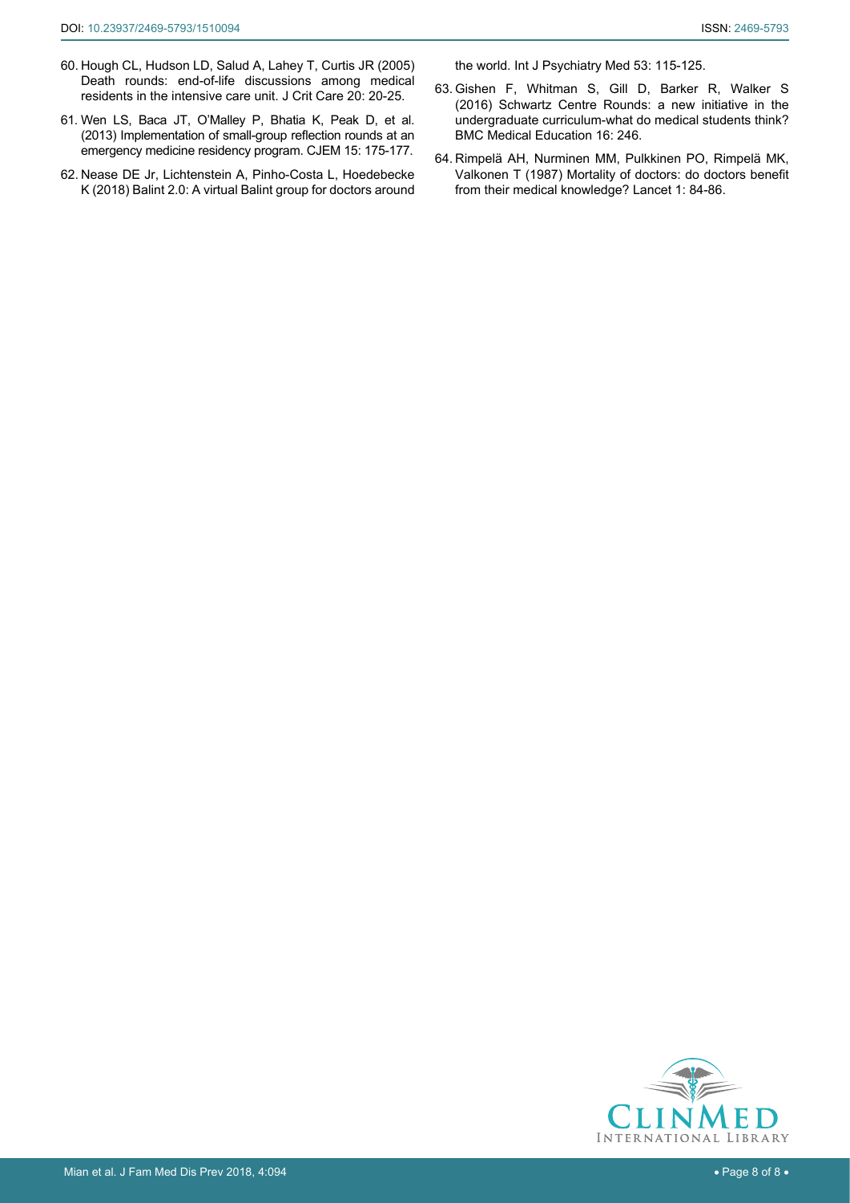60. Hough CL, Hudson LD, Salud A, Lahey T, Curtis JR (2005) Death rounds: end-of-life discussions among medical residents in the intensive care unit. J Crit Care 20: 20-25.
61. Wen LS, Baca JT, O'Malley P, Bhatia K, Peak D, et al. (2013) Implementation of small-group reflection rounds at an emergency medicine residency program. CJEM 15: 175-177.
62. Nease DE Jr, Lichtenstein A, Pinho-Costa L, Hoedebecke K (2018) Balint 2.0: A virtual Balint group for doctors around the world. Int J Psychiatry Med 53: 115-125.
63. Gishen F, Whitman S, Gill D, Barker R, Walker S (2016) Schwartz Centre Rounds: a new initiative in the undergraduate curriculum-what do medical students think? BMC Medical Education 16: 246.
64. Rimpelä AH, Nurminen MM, Pulkkinen PO, Rimpelä MK, Valkonen T (1987) Mortality of doctors: do doctors benefit from their medical knowledge? Lancet 1: 84-86.